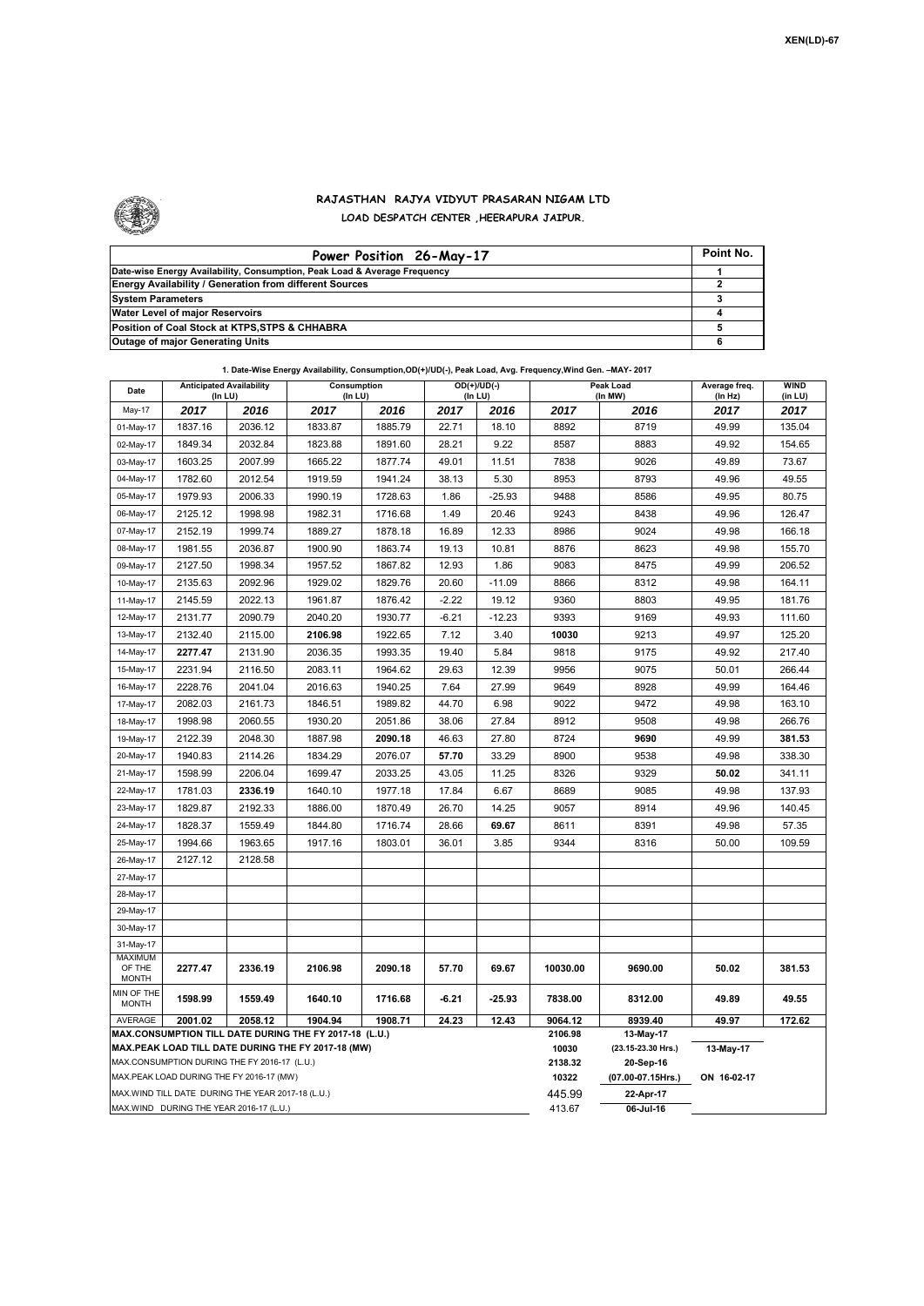XEN(LD)-67

# RAJASTHAN RAJYA VIDYUT PRASARAN NIGAM LTD

## LOAD DESPATCH CENTER ,HEERAPURA JAIPUR.

| Power Position 26-May-17 | Point No. |
|---|---|
| Date-wise Energy Availability, Consumption, Peak Load & Average Frequency | 1 |
| Energy Availability / Generation from different Sources | 2 |
| System Parameters | 3 |
| Water Level of major Reservoirs | 4 |
| Position of Coal Stock at KTPS,STPS & CHHABRA | 5 |
| Outage of major Generating Units | 6 |

**1. Date-Wise Energy Availability, Consumption,OD(+)/UD(-), Peak Load, Avg. Frequency,Wind Gen. –MAY- 2017**

| Date | Anticipated Availability (In LU) | | Consumption (In LU) | | OD(+)/UD(-) (In LU) | | Peak Load (In MW) | | Average freq. (In Hz) | WIND (in LU) |
|---|---|---|---|---|---|---|---|---|---|---|
| May-17 | 2017 | 2016 | 2017 | 2016 | 2017 | 2016 | 2017 | 2016 | 2017 | 2017 |
| 01-May-17 | 1837.16 | 2036.12 | 1833.87 | 1885.79 | 22.71 | 18.10 | 8892 | 8719 | 49.99 | 135.04 |
| 02-May-17 | 1849.34 | 2032.84 | 1823.88 | 1891.60 | 28.21 | 9.22 | 8587 | 8883 | 49.92 | 154.65 |
| 03-May-17 | 1603.25 | 2007.99 | 1665.22 | 1877.74 | 49.01 | 11.51 | 7838 | 9026 | 49.89 | 73.67 |
| 04-May-17 | 1782.60 | 2012.54 | 1919.59 | 1941.24 | 38.13 | 5.30 | 8953 | 8793 | 49.96 | 49.55 |
| 05-May-17 | 1979.93 | 2006.33 | 1990.19 | 1728.63 | 1.86 | -25.93 | 9488 | 8586 | 49.95 | 80.75 |
| 06-May-17 | 2125.12 | 1998.98 | 1982.31 | 1716.68 | 1.49 | 20.46 | 9243 | 8438 | 49.96 | 126.47 |
| 07-May-17 | 2152.19 | 1999.74 | 1889.27 | 1878.18 | 16.89 | 12.33 | 8986 | 9024 | 49.98 | 166.18 |
| 08-May-17 | 1981.55 | 2036.87 | 1900.90 | 1863.74 | 19.13 | 10.81 | 8876 | 8623 | 49.98 | 155.70 |
| 09-May-17 | 2127.50 | 1998.34 | 1957.52 | 1867.82 | 12.93 | 1.86 | 9083 | 8475 | 49.99 | 206.52 |
| 10-May-17 | 2135.63 | 2092.96 | 1929.02 | 1829.76 | 20.60 | -11.09 | 8866 | 8312 | 49.98 | 164.11 |
| 11-May-17 | 2145.59 | 2022.13 | 1961.87 | 1876.42 | -2.22 | 19.12 | 9360 | 8803 | 49.95 | 181.76 |
| 12-May-17 | 2131.77 | 2090.79 | 2040.20 | 1930.77 | -6.21 | -12.23 | 9393 | 9169 | 49.93 | 111.60 |
| 13-May-17 | 2132.40 | 2115.00 | **2106.98** | 1922.65 | 7.12 | 3.40 | **10030** | 9213 | 49.97 | 125.20 |
| 14-May-17 | **2277.47** | 2131.90 | 2036.35 | 1993.35 | 19.40 | 5.84 | 9818 | 9175 | 49.92 | 217.40 |
| 15-May-17 | 2231.94 | 2116.50 | 2083.11 | 1964.62 | 29.63 | 12.39 | 9956 | 9075 | 50.01 | 266.44 |
| 16-May-17 | 2228.76 | 2041.04 | 2016.63 | 1940.25 | 7.64 | 27.99 | 9649 | 8928 | 49.99 | 164.46 |
| 17-May-17 | 2082.03 | 2161.73 | 1846.51 | 1989.82 | 44.70 | 6.98 | 9022 | 9472 | 49.98 | 163.10 |
| 18-May-17 | 1998.98 | 2060.55 | 1930.20 | 2051.86 | 38.06 | 27.84 | 8912 | 9508 | 49.98 | 266.76 |
| 19-May-17 | 2122.39 | 2048.30 | 1887.98 | **2090.18** | 46.63 | 27.80 | 8724 | **9690** | 49.99 | **381.53** |
| 20-May-17 | 1940.83 | 2114.26 | 1834.29 | 2076.07 | **57.70** | 33.29 | 8900 | 9538 | 49.98 | 338.30 |
| 21-May-17 | 1598.99 | 2206.04 | 1699.47 | 2033.25 | 43.05 | 11.25 | 8326 | 9329 | **50.02** | 341.11 |
| 22-May-17 | 1781.03 | **2336.19** | 1640.10 | 1977.18 | 17.84 | 6.67 | 8689 | 9085 | 49.98 | 137.93 |
| 23-May-17 | 1829.87 | 2192.33 | 1886.00 | 1870.49 | 26.70 | 14.25 | 9057 | 8914 | 49.96 | 140.45 |
| 24-May-17 | 1828.37 | 1559.49 | 1844.80 | 1716.74 | 28.66 | **69.67** | 8611 | 8391 | 49.98 | 57.35 |
| 25-May-17 | 1994.66 | 1963.65 | 1917.16 | 1803.01 | 36.01 | 3.85 | 9344 | 8316 | 50.00 | 109.59 |
| 26-May-17 | 2127.12 | 2128.58 | | | | | | | | |
| 27-May-17 | | | | | | | | | | |
| 28-May-17 | | | | | | | | | | |
| 29-May-17 | | | | | | | | | | |
| 30-May-17 | | | | | | | | | | |
| 31-May-17 | | | | | | | | | | |
| MAXIMUM OF THE MONTH | 2277.47 | 2336.19 | 2106.98 | 2090.18 | 57.70 | 69.67 | 10030.00 | 9690.00 | 50.02 | 381.53 |
| MIN OF THE MONTH | 1598.99 | 1559.49 | 1640.10 | 1716.68 | -6.21 | -25.93 | 7838.00 | 8312.00 | 49.89 | 49.55 |
| AVERAGE | 2001.02 | 2058.12 | 1904.94 | 1908.71 | 24.23 | 12.43 | 9064.12 | 8939.40 | 49.97 | 172.62 |
| MAX.CONSUMPTION TILL DATE DURING THE FY 2017-18 (L.U.) | | | | | | | 2106.98 | 13-May-17 | | |
| MAX.PEAK LOAD TILL DATE DURING THE FY 2017-18 (MW) | | | | | | | 10030 | (23.15-23.30 Hrs.) | 13-May-17 | |
| MAX.CONSUMPTION DURING THE FY 2016-17 (L.U.) | | | | | | | 2138.32 | 20-Sep-16 | | |
| MAX.PEAK LOAD DURING THE FY 2016-17 (MW) | | | | | | | 10322 | (07.00-07.15Hrs.) | ON 16-02-17 | |
| MAX.WIND TILL DATE DURING THE YEAR 2017-18 (L.U.) | | | | | | | 445.99 | 22-Apr-17 | | |
| MAX.WIND DURING THE YEAR 2016-17 (L.U.) | | | | | | | 413.67 | 06-Jul-16 | | |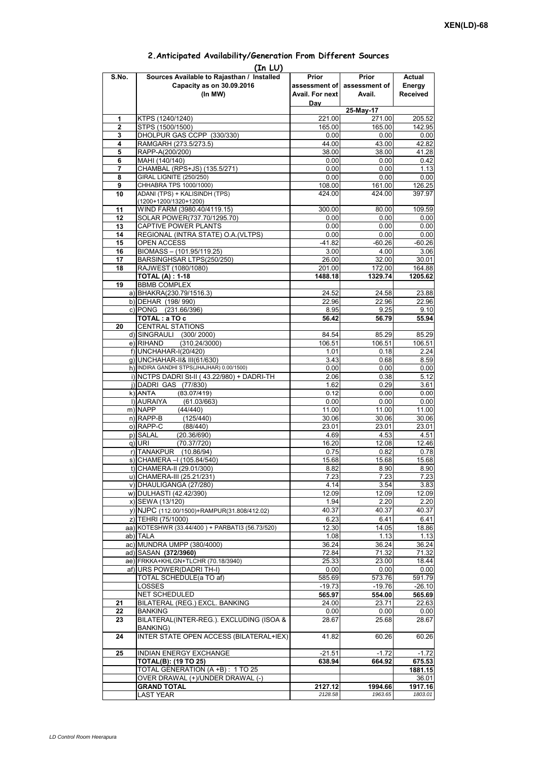XEN(LD)-68

## 2.Anticipated Availability/Generation From Different Sources

(In LU)

| S.No. | Sources Available to Rajasthan / Installed Capacity as on 30.09.2016 (In MW) | Prior assessment of Avail. For next Day | Prior assessment of Avail. | Actual Energy Received |
|---|---|---|---|---|
| | | 25-May-17 | | |
| 1 | KTPS (1240/1240) | 221.00 | 271.00 | 205.52 |
| 2 | STPS (1500/1500) | 165.00 | 165.00 | 142.95 |
| 3 | DHOLPUR GAS CCPP (330/330) | 0.00 | 0.00 | 0.00 |
| 4 | RAMGARH (273.5/273.5) | 44.00 | 43.00 | 42.82 |
| 5 | RAPP-A(200/200) | 38.00 | 38.00 | 41.28 |
| 6 | MAHI (140/140) | 0.00 | 0.00 | 0.42 |
| 7 | CHAMBAL (RPS+JS) (135.5/271) | 0.00 | 0.00 | 1.13 |
| 8 | GIRAL LIGNITE (250/250) | 0.00 | 0.00 | 0.00 |
| 9 | CHHABRA TPS 1000/1000) | 108.00 | 161.00 | 126.25 |
| 10 | ADANI (TPS) + KALISINDH (TPS) (1200+1200/1320+1200) | 424.00 | 424.00 | 397.97 |
| 11 | WIND FARM (3980.40/4119.15) | 300.00 | 80.00 | 109.59 |
| 12 | SOLAR POWER(737.70/1295.70) | 0.00 | 0.00 | 0.00 |
| 13 | CAPTIVE POWER PLANTS | 0.00 | 0.00 | 0.00 |
| 14 | REGIONAL (INTRA STATE) O.A.(VLTPS) | 0.00 | 0.00 | 0.00 |
| 15 | OPEN ACCESS | -41.82 | -60.26 | -60.26 |
| 16 | BIOMASS – (101.95/119.25) | 3.00 | 4.00 | 3.06 |
| 17 | BARSINGHSAR LTPS(250/250) | 26.00 | 32.00 | 30.01 |
| 18 | RAJWEST (1080/1080) | 201.00 | 172.00 | 164.88 |
| | **TOTAL (A) : 1-18** | **1488.18** | **1329.74** | **1205.62** |
| 19 | BBMB COMPLEX | | | |
| | a) BHAKRA(230.79/1516.3) | 24.52 | 24.58 | 23.88 |
| | b) DEHAR (198/ 990) | 22.96 | 22.96 | 22.96 |
| | c) PONG (231.66/396) | 8.95 | 9.25 | 9.10 |
| | **TOTAL : a TO c** | **56.42** | **56.79** | **55.94** |
| 20 | CENTRAL STATIONS | | | |
| | d) SINGRAULI (300/ 2000) | 84.54 | 85.29 | 85.29 |
| | e) RIHAND (310.24/3000) | 106.51 | 106.51 | 106.51 |
| | f) UNCHAHAR-I(20/420) | 1.01 | 0.18 | 2.24 |
| | g) UNCHAHAR-II& III(61/630) | 3.43 | 0.68 | 8.59 |
| | h) INDIRA GANDHI STPS(JHAJHAR) 0.00/1500) | 0.00 | 0.00 | 0.00 |
| | i) NCTPS DADRI St-II ( 43.22/980) + DADRI-TH | 2.06 | 0.38 | 5.12 |
| | j) DADRI GAS (77/830) | 1.62 | 0.29 | 3.61 |
| | k) ANTA (83.07/419) | 0.12 | 0.00 | 0.00 |
| | l) AURAIYA (61.03/663) | 0.00 | 0.00 | 0.00 |
| | m) NAPP (44/440) | 11.00 | 11.00 | 11.00 |
| | n) RAPP-B (125/440) | 30.06 | 30.06 | 30.06 |
| | o) RAPP-C (88/440) | 23.01 | 23.01 | 23.01 |
| | p) SALAL (20.36/690) | 4.69 | 4.53 | 4.51 |
| | q) URI (70.37/720) | 16.20 | 12.08 | 12.46 |
| | r) TANAKPUR (10.86/94) | 0.75 | 0.82 | 0.78 |
| | s) CHAMERA –I (105.84/540) | 15.68 | 15.68 | 15.68 |
| | t) CHAMERA-II (29.01/300) | 8.82 | 8.90 | 8.90 |
| | u) CHAMERA-III (25.21/231) | 7.23 | 7.23 | 7.23 |
| | v) DHAULIGANGA (27/280) | 4.14 | 3.54 | 3.83 |
| | w) DULHASTI (42.42/390) | 12.09 | 12.09 | 12.09 |
| | x) SEWA (13/120) | 1.94 | 2.20 | 2.20 |
| | y) NJPC (112.00/1500)+RAMPUR(31.808/412.02) | 40.37 | 40.37 | 40.37 |
| | z) TEHRI (75/1000) | 6.23 | 6.41 | 6.41 |
| | aa) KOTESHWR (33.44/400 ) + PARBATI3 (56.73/520) | 12.30 | 14.05 | 18.86 |
| | ab) TALA | 1.08 | 1.13 | 1.13 |
| | ac) MUNDRA UMPP (380/4000) | 36.24 | 36.24 | 36.24 |
| | ad) SASAN **(372/3960)** | 72.84 | 71.32 | 71.32 |
| | ae) FRKKA+KHLGN+TLCHR (70.18/3940) | 25.33 | 23.00 | 18.44 |
| | af) URS POWER(DADRI TH-I) | 0.00 | 0.00 | 0.00 |
| | TOTAL SCHEDULE(a TO af) | 585.69 | 573.76 | 591.79 |
| | LOSSES | -19.73 | -19.76 | -26.10 |
| | NET SCHEDULED | **565.97** | **554.00** | **565.69** |
| 21 | BILATERAL (REG.) EXCL. BANKING | 24.00 | 23.71 | 22.63 |
| 22 | BANKING | 0.00 | 0.00 | 0.00 |
| 23 | BILATERAL(INTER-REG.). EXCLUDING (ISOA & BANKING) | 28.67 | 25.68 | 28.67 |
| 24 | INTER STATE OPEN ACCESS (BILATERAL+IEX) | 41.82 | 60.26 | 60.26 |
| 25 | INDIAN ENERGY EXCHANGE | -21.51 | -1.72 | -1.72 |
| | **TOTAL(B): (19 TO 25)** | **638.94** | **664.92** | **675.53** |
| | TOTAL GENERATION (A +B) : 1 TO 25 | | | **1881.15** |
| | OVER DRAWAL (+)/UNDER DRAWAL (-) | | | 36.01 |
| | **GRAND TOTAL** | **2127.12** | **1994.66** | **1917.16** |
| | LAST YEAR | *2128.58* | *1963.65* | *1803.01* |

*LD Control Room Heerapura*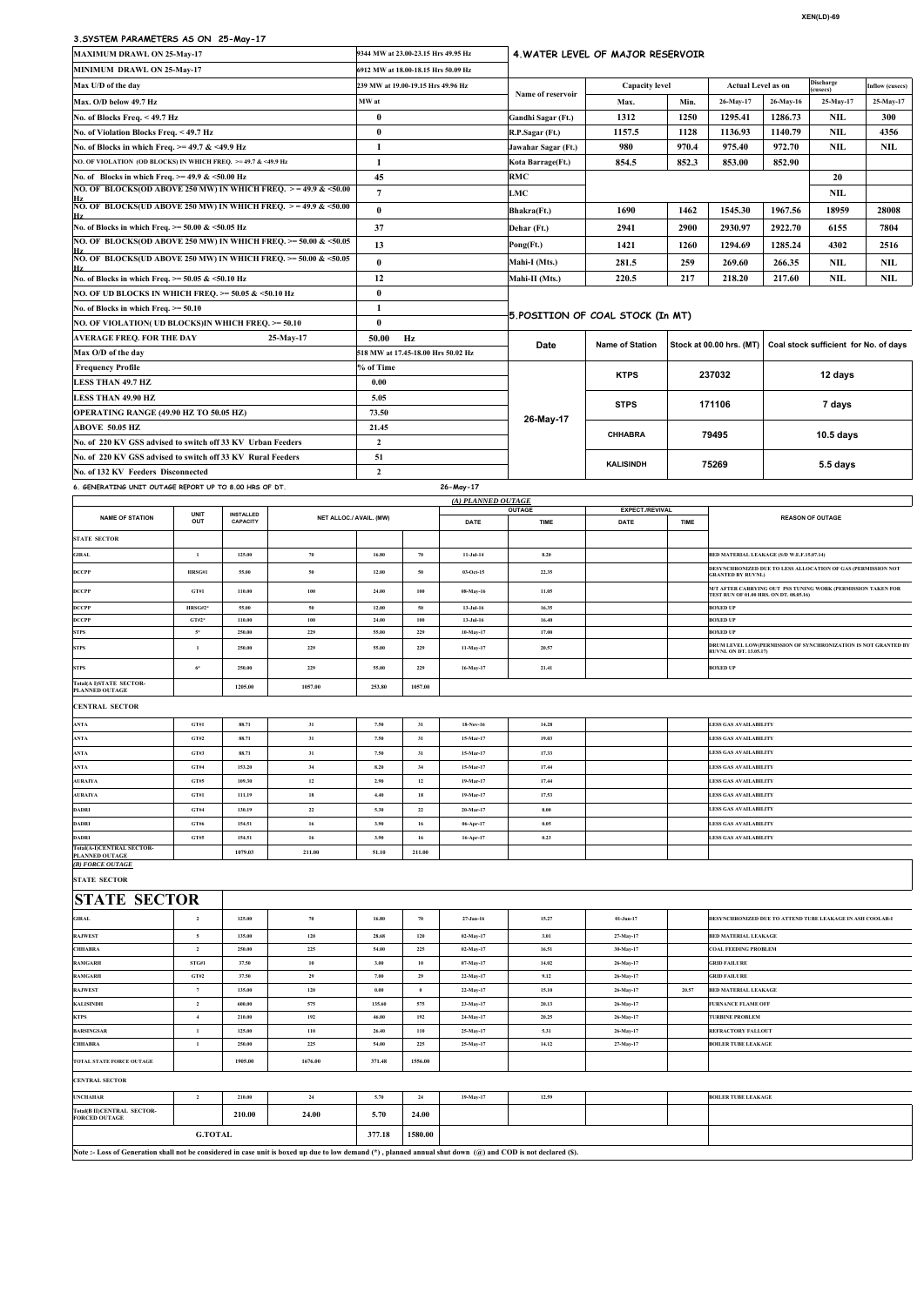### 3.SYSTEM PARAMETERS AS ON 25-May-17

| | |
|---|---|
| MAXIMUM DRAWL ON 25-May-17 | 9344 MW at 23.00-23.15 Hrs 49.95 Hz |
| MINIMUM DRAWL ON 25-May-17 | 6912 MW at 18.00-18.15 Hrs 50.09 Hz |
| Max U/D of the day | 239 MW at 19.00-19.15 Hrs 49.96 Hz |
| Max. O/D below 49.7 Hz | MW at |
| No. of Blocks Freq. < 49.7 Hz | 0 |
| No. of Violation Blocks Freq. < 49.7 Hz | 0 |
| No. of Blocks in which Freq. >= 49.7 & <49.9 Hz | 1 |
| NO. OF VIOLATION (OD BLOCKS) IN WHICH FREQ. >= 49.7 & <49.9 Hz | 1 |
| No. of Blocks in which Freq. >= 49.9 & <50.00 Hz | 45 |
| NO. OF BLOCKS(OD ABOVE 250 MW) IN WHICH FREQ. > = 49.9 & <50.00 Hz | 7 |
| NO. OF BLOCKS(UD ABOVE 250 MW) IN WHICH FREQ. > = 49.9 & <50.00 Hz | 0 |
| No. of Blocks in which Freq. >= 50.00 & <50.05 Hz | 37 |
| NO. OF BLOCKS(OD ABOVE 250 MW) IN WHICH FREQ. >= 50.00 & <50.05 Hz | 13 |
| NO. OF BLOCKS(UD ABOVE 250 MW) IN WHICH FREQ. >= 50.00 & <50.05 Hz | 0 |
| No. of Blocks in which Freq. >= 50.05 & <50.10 Hz | 12 |
| NO. OF UD BLOCKS IN WHICH FREQ. >= 50.05 & <50.10 Hz | 0 |
| No. of Blocks in which Freq. >= 50.10 | 1 |
| NO. OF VIOLATION( UD BLOCKS)IN WHICH FREQ. >= 50.10 | 0 |
| AVERAGE FREQ. FOR THE DAY 25-May-17 | 50.00 Hz |
| Max O/D of the day | 518 MW at 17.45-18.00 Hrs 50.02 Hz |
| Frequency Profile | % of Time |
| LESS THAN 49.7 HZ | 0.00 |
| LESS THAN 49.90 HZ | 5.05 |
| OPERATING RANGE (49.90 HZ TO 50.05 HZ) | 73.50 |
| ABOVE 50.05 HZ | 21.45 |
| No. of 220 KV GSS advised to switch off 33 KV Urban Feeders | 2 |
| No. of 220 KV GSS advised to switch off 33 KV Rural Feeders | 51 |
| No. of 132 KV Feeders Disconnected | 2 |

### 4.WATER LEVEL OF MAJOR RESERVOIR

| Name of reservoir | Capacity level | | Actual Level as on | | Discharge (cusecs) | Inflow (cusecs) |
|---|---|---|---|---|---|---|
| | Max. | Min. | 26-May-17 | 26-May-16 | 25-May-17 | 25-May-17 |
| Gandhi Sagar (Ft.) | 1312 | 1250 | 1295.41 | 1286.73 | NIL | 300 |
| R.P.Sagar (Ft.) | 1157.5 | 1128 | 1136.93 | 1140.79 | NIL | 4356 |
| Jawahar Sagar (Ft.) | 980 | 970.4 | 975.40 | 972.70 | NIL | NIL |
| Kota Barrage(Ft.) | 854.5 | 852.3 | 853.00 | 852.90 | | |
| RMC | | | | | 20 | |
| LMC | | | | | NIL | |
| Bhakra(Ft.) | 1690 | 1462 | 1545.30 | 1967.56 | 18959 | 28008 |
| Dehar (Ft.) | 2941 | 2900 | 2930.97 | 2922.70 | 6155 | 7804 |
| Pong(Ft.) | 1421 | 1260 | 1294.69 | 1285.24 | 4302 | 2516 |
| Mahi-I (Mts.) | 281.5 | 259 | 269.60 | 266.35 | NIL | NIL |
| Mahi-II (Mts.) | 220.5 | 217 | 218.20 | 217.60 | NIL | NIL |

### 5.POSITION OF COAL STOCK (In MT)

| Date | Name of Station | Stock at 00.00 hrs. (MT) | Coal stock sufficient for No. of days |
|---|---|---|---|
| 26-May-17 | KTPS | 237032 | 12 days |
| | STPS | 171106 | 7 days |
| | CHHABRA | 79495 | 10.5 days |
| | KALISINDH | 75269 | 5.5 days |

### 6. GENERATING UNIT OUTAGE REPORT UP TO 8.00 HRS OF DT. 26-May-17

| NAME OF STATION | UNIT OUT | INSTALLED CAPACITY | NET ALLOC./ AVAIL. (MW) | | | OUTAGE DATE | OUTAGE TIME | EXPECT./REVIVAL DATE | EXPECT./REVIVAL TIME | REASON OF OUTAGE |
|---|---|---|---|---|---|---|---|---|---|---|
| ***(A) PLANNED OUTAGE*** | | | | | | | | | | |
| **STATE SECTOR** | | | | | | | | | | |
| GIRAL | 1 | 125.00 | 70 | 16.80 | 70 | 11-Jul-14 | 8.20 | | | BED MATERIAL LEAKAGE (S/D W.E.F.15.07.14) |
| DCCPP | HRSG#1 | 55.00 | 50 | 12.00 | 50 | 03-Oct-15 | 22.35 | | | DESYNCHRONIZED DUE TO LESS ALLOCATION OF GAS (PERMISSION NOT GRANTED BY RUVNL) |
| DCCPP | GT#1 | 110.00 | 100 | 24.00 | 100 | 08-May-16 | 11.05 | | | S/T AFTER CARRYING OUT PSS TUNING WORK (PERMISSION TAKEN FOR TEST RUN OF 01.00 HRS. ON DT. 08.05.16) |
| DCCPP | HRSG#2* | 55.00 | 50 | 12.00 | 50 | 13-Jul-16 | 16.35 | | | BOXED UP |
| DCCPP | GT#2* | 110.00 | 100 | 24.00 | 100 | 13-Jul-16 | 16.40 | | | BOXED UP |
| STPS | 5* | 250.00 | 229 | 55.00 | 229 | 10-May-17 | 17.00 | | | BOXED UP |
| STPS | 1 | 250.00 | 229 | 55.00 | 229 | 11-May-17 | 20.57 | | | DRUM LEVEL LOW(PERMISSION OF SYNCHRONIZATION IS NOT GRANTED BY RUVNL ON DT. 13.05.17) |
| STPS | 6* | 250.00 | 229 | 55.00 | 229 | 16-May-17 | 21.41 | | | BOXED UP |
| Total(A I)STATE SECTOR-PLANNED OUTAGE | | 1205.00 | 1057.00 | 253.80 | 1057.00 | | | | | |
| **CENTRAL SECTOR** | | | | | | | | | | |
| ANTA | GT#1 | 88.71 | 31 | 7.50 | 31 | 18-Nov-16 | 14.28 | | | LESS GAS AVAILABILITY |
| ANTA | GT#2 | 88.71 | 31 | 7.50 | 31 | 15-Mar-17 | 19.03 | | | LESS GAS AVAILABILITY |
| ANTA | GT#3 | 88.71 | 31 | 7.50 | 31 | 15-Mar-17 | 17.33 | | | LESS GAS AVAILABILITY |
| ANTA | GT#4 | 153.20 | 34 | 8.20 | 34 | 15-Mar-17 | 17.44 | | | LESS GAS AVAILABILITY |
| AURAIYA | GT#5 | 109.30 | 12 | 2.90 | 12 | 19-Mar-17 | 17.44 | | | LESS GAS AVAILABILITY |
| AURAIYA | GT#1 | 111.19 | 18 | 4.40 | 18 | 19-Mar-17 | 17.53 | | | LESS GAS AVAILABILITY |
| DADRI | GT#4 | 130.19 | 22 | 5.30 | 22 | 20-Mar-17 | 8.00 | | | LESS GAS AVAILABILITY |
| DADRI | GT#6 | 154.51 | 16 | 3.90 | 16 | 06-Apr-17 | 0.05 | | | LESS GAS AVAILABILITY |
| DADRI | GT#5 | 154.51 | 16 | 3.90 | 16 | 16-Apr-17 | 0.23 | | | LESS GAS AVAILABILITY |
| Total(A-I)CENTRAL SECTOR-PLANNED OUTAGE | | 1079.03 | 211.00 | 51.10 | 211.00 | | | | | |
| ***(B) FORCE OUTAGE*** | | | | | | | | | | |
| **STATE SECTOR** | | | | | | | | | | |
| GIRAL | 2 | 125.00 | 70 | 16.80 | 70 | 27-Jan-16 | 15.27 | 01-Jun-17 | | DESYNCHRONIZED DUE TO ATTEND TUBE LEAKAGE IN ASH COOLAR-I |
| RAJWEST | 5 | 135.00 | 120 | 28.68 | 120 | 02-May-17 | 3.01 | 27-May-17 | | BED MATERIAL LEAKAGE |
| CHHABRA | 2 | 250.00 | 225 | 54.00 | 225 | 02-May-17 | 16.51 | 30-May-17 | | COAL FEEDING PROBLEM |
| RAMGARH | STG#1 | 37.50 | 10 | 3.00 | 10 | 07-May-17 | 14.02 | 26-May-17 | | GRID FAILURE |
| RAMGARH | GT#2 | 37.50 | 29 | 7.00 | 29 | 22-May-17 | 9.12 | 26-May-17 | | GRID FAILURE |
| RAJWEST | 7 | 135.00 | 120 | 0.00 | 0 | 22-May-17 | 15.10 | 26-May-17 | 20.57 | BED MATERIAL LEAKAGE |
| KALISINDH | 2 | 600.00 | 575 | 135.60 | 575 | 23-May-17 | 20.13 | 26-May-17 | | FURNANCE FLAME OFF |
| KTPS | 4 | 210.00 | 192 | 46.00 | 192 | 24-May-17 | 20.25 | 26-May-17 | | TURBINE PROBLEM |
| BARSINGSAR | 1 | 125.00 | 110 | 26.40 | 110 | 25-May-17 | 5.31 | 26-May-17 | | REFRACTORY FALLOUT |
| CHHABRA | 1 | 250.00 | 225 | 54.00 | 225 | 25-May-17 | 14.12 | 27-May-17 | | BOILER TUBE LEAKAGE |
| TOTAL STATE FORCE OUTAGE | | 1905.00 | 1676.00 | 371.48 | 1556.00 | | | | | |
| **CENTRAL SECTOR** | | | | | | | | | | |
| UNCHAHAR | 2 | 210.00 | 24 | 5.70 | 24 | 19-May-17 | 12.59 | | | BOILER TUBE LEAKAGE |
| Total(B II)CENTRAL SECTOR-FORCED OUTAGE | | 210.00 | 24.00 | 5.70 | 24.00 | | | | | |
| G.TOTAL | | | | 377.18 | 1580.00 | | | | | |

Note :- Loss of Generation shall not be considered in case unit is boxed up due to low demand (*) , planned annual shut down (@) and COD is not declared ($).